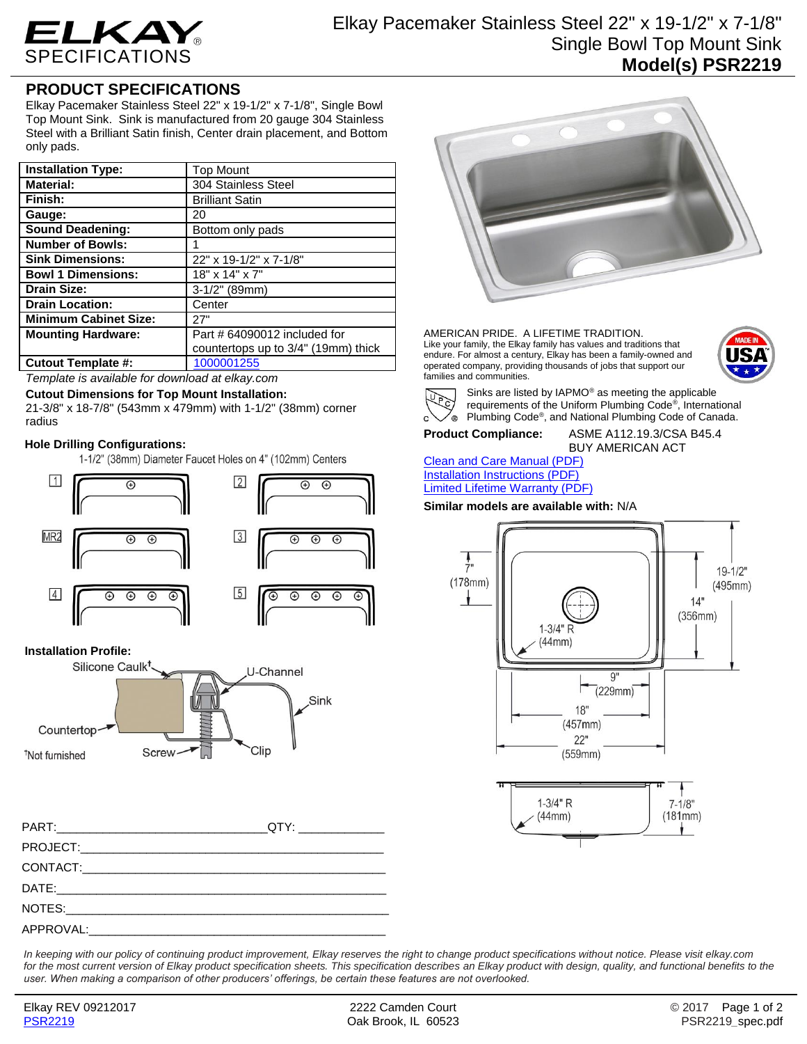# Elkay Pacemaker Stainless Steel 22" x 19-1/2" x 7-1/8" Single Bowl Top Mount Sink

**Model(s) PSR2219**

## PRODUCT SPECIFICATIONS

Elkay Pacemaker Stainless Steel 22" x 19-1/2" x 7-1/8", Single Bowl Top Mount Sink. Sink is manufactured from 20 gauge 304 Stainless Steel with a Brilliant Satin finish, Center drain placement, and Bottom only pads.

| | |
|---|---|
| **Installation Type:** | Top Mount |
| **Material:** | 304 Stainless Steel |
| **Finish:** | Brilliant Satin |
| **Gauge:** | 20 |
| **Sound Deadening:** | Bottom only pads |
| **Number of Bowls:** | 1 |
| **Sink Dimensions:** | 22" x 19-1/2" x 7-1/8" |
| **Bowl 1 Dimensions:** | 18" x 14" x 7" |
| **Drain Size:** | 3-1/2" (89mm) |
| **Drain Location:** | Center |
| **Minimum Cabinet Size:** | 27" |
| **Mounting Hardware:** | Part # 64090012 included for countertops up to 3/4" (19mm) thick |
| **Cutout Template #:** | 1000001255 |

*Template is available for download at elkay.com*

**Cutout Dimensions for Top Mount Installation:**

21-3/8" x 18-7/8" (543mm x 479mm) with 1-1/2" (38mm) corner radius

**Hole Drilling Configurations:**

1-1/2" (38mm) Diameter Faucet Holes on 4" (102mm) Centers

1, 2, MR2, 3, 4, 5

**Installation Profile:**

Silicone Caulk†, U-Channel, Sink, Countertop, Screw, Clip

†Not furnished

AMERICAN PRIDE. A LIFETIME TRADITION.

Like your family, the Elkay family has values and traditions that endure. For almost a century, Elkay has been a family-owned and operated company, providing thousands of jobs that support our families and communities.

Sinks are listed by IAPMO® as meeting the applicable requirements of the Uniform Plumbing Code®, International Plumbing Code®, and National Plumbing Code of Canada.

**Product Compliance:** ASME A112.19.3/CSA B45.4
BUY AMERICAN ACT

Clean and Care Manual (PDF)
Installation Instructions (PDF)
Limited Lifetime Warranty (PDF)

**Similar models are available with:** N/A

7" (178mm) | 19-1/2" (495mm) | 14" (356mm) | 1-3/4" R (44mm) | 9" (229mm) | 18" (457mm) | 22" (559mm) | 1-3/4" R (44mm) | 7-1/8" (181mm)

PART:______________________________ QTY: ____________

PROJECT:_____________________________________________

CONTACT:_____________________________________________

DATE:________________________________________________

NOTES:_______________________________________________

APPROVAL:____________________________________________

*In keeping with our policy of continuing product improvement, Elkay reserves the right to change product specifications without notice. Please visit elkay.com for the most current version of Elkay product specification sheets. This specification describes an Elkay product with design, quality, and functional benefits to the user. When making a comparison of other producers' offerings, be certain these features are not overlooked.*

Elkay REV 09212017
PSR2219

2222 Camden Court
Oak Brook, IL 60523

© 2017
PSR2219_spec.pdf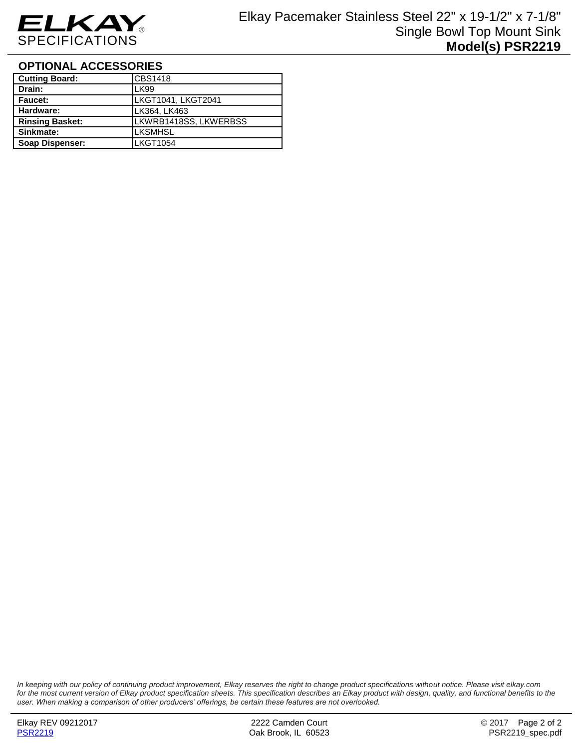## OPTIONAL ACCESSORIES

| | |
|---|---|
| **Cutting Board:** | CBS1418 |
| **Drain:** | LK99 |
| **Faucet:** | LKGT1041, LKGT2041 |
| **Hardware:** | LK364, LK463 |
| **Rinsing Basket:** | LKWRB1418SS, LKWERBSS |
| **Sinkmate:** | LKSMHSL |
| **Soap Dispenser:** | LKGT1054 |

*In keeping with our policy of continuing product improvement, Elkay reserves the right to change product specifications without notice. Please visit elkay.com for the most current version of Elkay product specification sheets. This specification describes an Elkay product with design, quality, and functional benefits to the user. When making a comparison of other producers' offerings, be certain these features are not overlooked.*